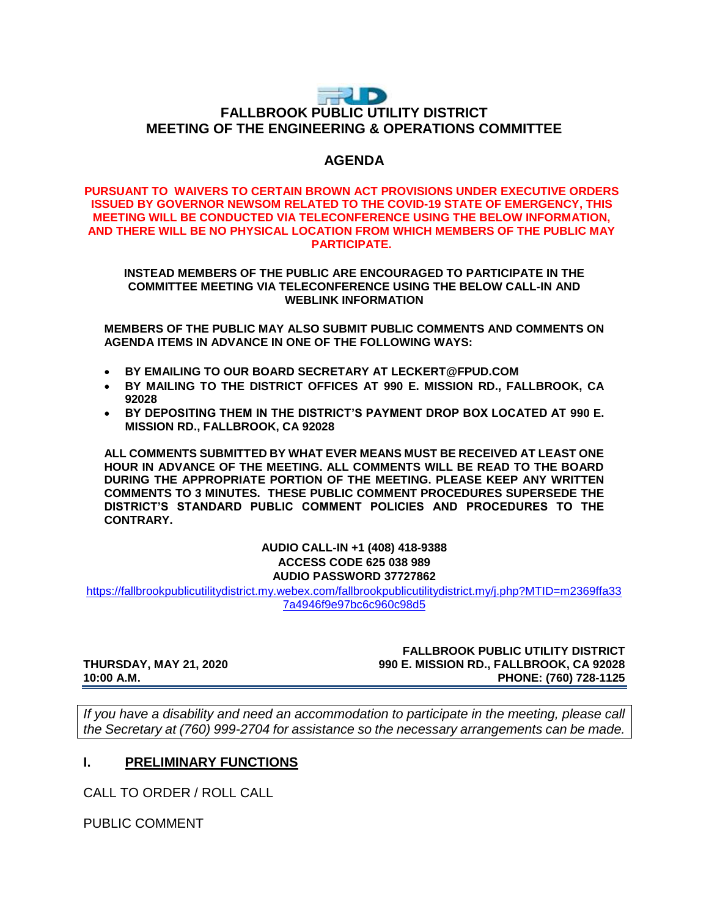# FALLBROOK PUBLIC UTILITY DISTRICT
## MEETING OF THE ENGINEERING & OPERATIONS COMMITTEE

## AGENDA

**PURSUANT TO WAIVERS TO CERTAIN BROWN ACT PROVISIONS UNDER EXECUTIVE ORDERS ISSUED BY GOVERNOR NEWSOM RELATED TO THE COVID-19 STATE OF EMERGENCY, THIS MEETING WILL BE CONDUCTED VIA TELECONFERENCE USING THE BELOW INFORMATION, AND THERE WILL BE NO PHYSICAL LOCATION FROM WHICH MEMBERS OF THE PUBLIC MAY PARTICIPATE.**

**INSTEAD MEMBERS OF THE PUBLIC ARE ENCOURAGED TO PARTICIPATE IN THE COMMITTEE MEETING VIA TELECONFERENCE USING THE BELOW CALL-IN AND WEBLINK INFORMATION**

**MEMBERS OF THE PUBLIC MAY ALSO SUBMIT PUBLIC COMMENTS AND COMMENTS ON AGENDA ITEMS IN ADVANCE IN ONE OF THE FOLLOWING WAYS:**

- **BY EMAILING TO OUR BOARD SECRETARY AT LECKERT@FPUD.COM**
- **BY MAILING TO THE DISTRICT OFFICES AT 990 E. MISSION RD., FALLBROOK, CA 92028**
- **BY DEPOSITING THEM IN THE DISTRICT'S PAYMENT DROP BOX LOCATED AT 990 E. MISSION RD., FALLBROOK, CA 92028**

**ALL COMMENTS SUBMITTED BY WHAT EVER MEANS MUST BE RECEIVED AT LEAST ONE HOUR IN ADVANCE OF THE MEETING. ALL COMMENTS WILL BE READ TO THE BOARD DURING THE APPROPRIATE PORTION OF THE MEETING. PLEASE KEEP ANY WRITTEN COMMENTS TO 3 MINUTES. THESE PUBLIC COMMENT PROCEDURES SUPERSEDE THE DISTRICT'S STANDARD PUBLIC COMMENT POLICIES AND PROCEDURES TO THE CONTRARY.**

**AUDIO CALL-IN +1 (408) 418-9388**
**ACCESS CODE 625 038 989**
**AUDIO PASSWORD 37727862**

https://fallbrookpublicutilitydistrict.my.webex.com/fallbrookpublicutilitydistrict.my/j.php?MTID=m2369ffa337a4946f9e97bc6c960c98d5

**THURSDAY, MAY 21, 2020**
**10:00 A.M.**

**FALLBROOK PUBLIC UTILITY DISTRICT**
**990 E. MISSION RD., FALLBROOK, CA 92028**
**PHONE: (760) 728-1125**

*If you have a disability and need an accommodation to participate in the meeting, please call the Secretary at (760) 999-2704 for assistance so the necessary arrangements can be made.*

## I. PRELIMINARY FUNCTIONS

CALL TO ORDER / ROLL CALL

PUBLIC COMMENT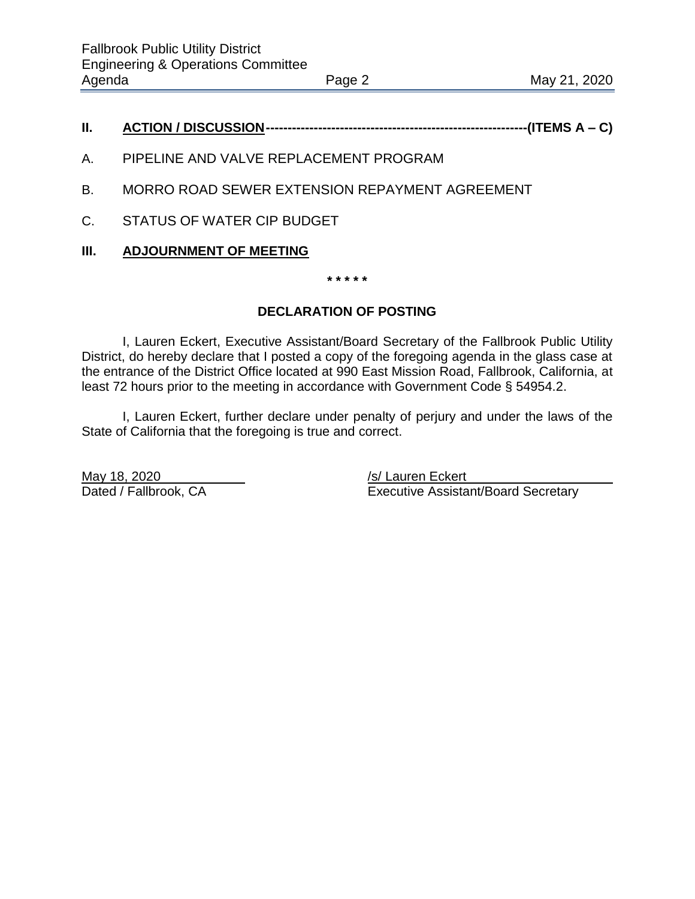**II. ACTION / DISCUSSION-----------------------------------------------------------(ITEMS A – C)**

A. PIPELINE AND VALVE REPLACEMENT PROGRAM

B. MORRO ROAD SEWER EXTENSION REPAYMENT AGREEMENT

C. STATUS OF WATER CIP BUDGET

**III. ADJOURNMENT OF MEETING**

**\* \* \* \* \***

**DECLARATION OF POSTING**

I, Lauren Eckert, Executive Assistant/Board Secretary of the Fallbrook Public Utility District, do hereby declare that I posted a copy of the foregoing agenda in the glass case at the entrance of the District Office located at 990 East Mission Road, Fallbrook, California, at least 72 hours prior to the meeting in accordance with Government Code § 54954.2.

I, Lauren Eckert, further declare under penalty of perjury and under the laws of the State of California that the foregoing is true and correct.

May 18, 2020
Dated / Fallbrook, CA

/s/ Lauren Eckert
Executive Assistant/Board Secretary